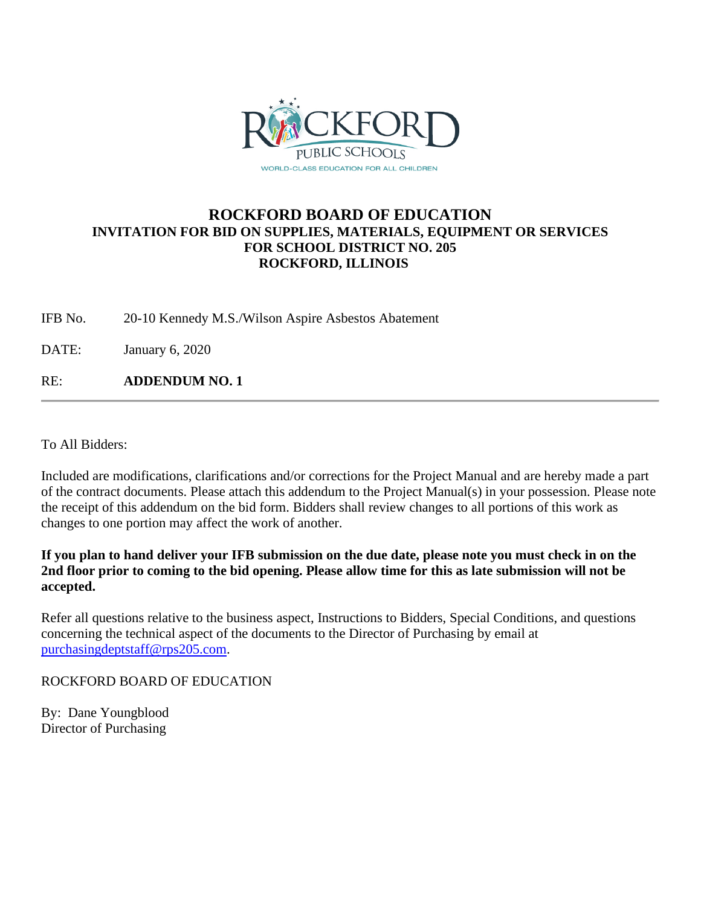# ROCKFORD BOARD OF EDUCATION

**INVITATION FOR BID ON SUPPLIES, MATERIALS, EQUIPMENT OR SERVICES
FOR SCHOOL DISTRICT NO. 205
ROCKFORD, ILLINOIS**

IFB No. 20-10 Kennedy M.S./Wilson Aspire Asbestos Abatement

DATE: January 6, 2020

RE: **ADDENDUM NO. 1**

---

To All Bidders:

Included are modifications, clarifications and/or corrections for the Project Manual and are hereby made a part of the contract documents. Please attach this addendum to the Project Manual(s) in your possession. Please note the receipt of this addendum on the bid form. Bidders shall review changes to all portions of this work as changes to one portion may affect the work of another.

**If you plan to hand deliver your IFB submission on the due date, please note you must check in on the 2nd floor prior to coming to the bid opening. Please allow time for this as late submission will not be accepted.**

Refer all questions relative to the business aspect, Instructions to Bidders, Special Conditions, and questions concerning the technical aspect of the documents to the Director of Purchasing by email at purchasingdeptstaff@rps205.com.

ROCKFORD BOARD OF EDUCATION

By: Dane Youngblood
Director of Purchasing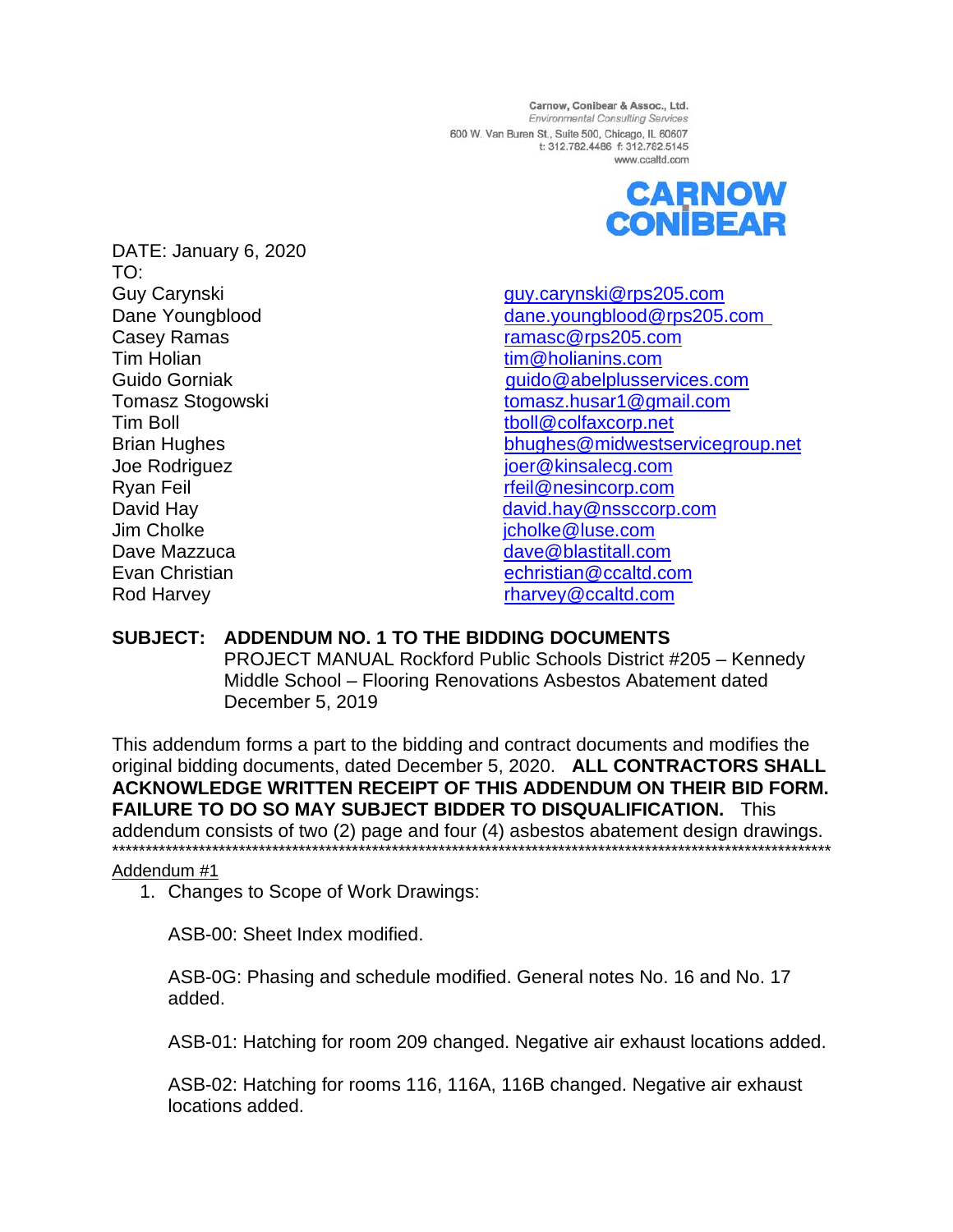Carnow, Conibear & Assoc., Ltd.
*Environmental Consulting Services*
600 W. Van Buren St., Suite 500, Chicago, IL 60607
t: 312.782.4486 f: 312.782.5145
www.ccaltd.com

**CARNOW CONIBEAR**

DATE: January 6, 2020

TO:

| | |
|---|---|
| Guy Carynski | guy.carynski@rps205.com |
| Dane Youngblood | dane.youngblood@rps205.com |
| Casey Ramas | ramasc@rps205.com |
| Tim Holian | tim@holianins.com |
| Guido Gorniak | guido@abelplusservices.com |
| Tomasz Stogowski | tomasz.husar1@gmail.com |
| Tim Boll | tboll@colfaxcorp.net |
| Brian Hughes | bhughes@midwestservicegroup.net |
| Joe Rodriguez | joer@kinsalecg.com |
| Ryan Feil | rfeil@nesincorp.com |
| David Hay | david.hay@nssccorp.com |
| Jim Cholke | jcholke@luse.com |
| Dave Mazzuca | dave@blastitall.com |
| Evan Christian | echristian@ccaltd.com |
| Rod Harvey | rharvey@ccaltd.com |

**SUBJECT: ADDENDUM NO. 1 TO THE BIDDING DOCUMENTS**
PROJECT MANUAL Rockford Public Schools District #205 – Kennedy Middle School – Flooring Renovations Asbestos Abatement dated December 5, 2019

This addendum forms a part to the bidding and contract documents and modifies the original bidding documents, dated December 5, 2020. **ALL CONTRACTORS SHALL ACKNOWLEDGE WRITTEN RECEIPT OF THIS ADDENDUM ON THEIR BID FORM. FAILURE TO DO SO MAY SUBJECT BIDDER TO DISQUALIFICATION.** This addendum consists of two (2) page and four (4) asbestos abatement design drawings.

\*\*\*\*\*\*\*\*\*\*\*\*\*\*\*\*\*\*\*\*\*\*\*\*\*\*\*\*\*\*\*\*\*\*\*\*\*\*\*\*\*\*\*\*\*\*\*\*\*\*\*\*\*\*\*\*\*\*\*\*\*\*\*\*\*\*\*\*\*\*\*\*\*\*\*\*\*\*\*\*\*\*\*\*\*\*\*\*\*\*\*\*

<u>Addendum #1</u>

1. Changes to Scope of Work Drawings:

   ASB-00: Sheet Index modified.

   ASB-0G: Phasing and schedule modified. General notes No. 16 and No. 17 added.

   ASB-01: Hatching for room 209 changed. Negative air exhaust locations added.

   ASB-02: Hatching for rooms 116, 116A, 116B changed. Negative air exhaust locations added.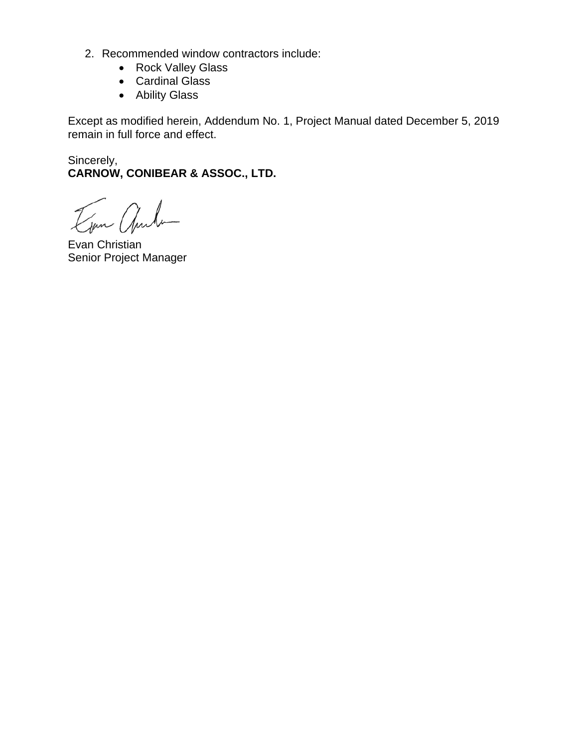2. Recommended window contractors include:
    - Rock Valley Glass
    - Cardinal Glass
    - Ability Glass

Except as modified herein, Addendum No. 1, Project Manual dated December 5, 2019 remain in full force and effect.

Sincerely,
**CARNOW, CONIBEAR & ASSOC., LTD.**

Evan Christian
Senior Project Manager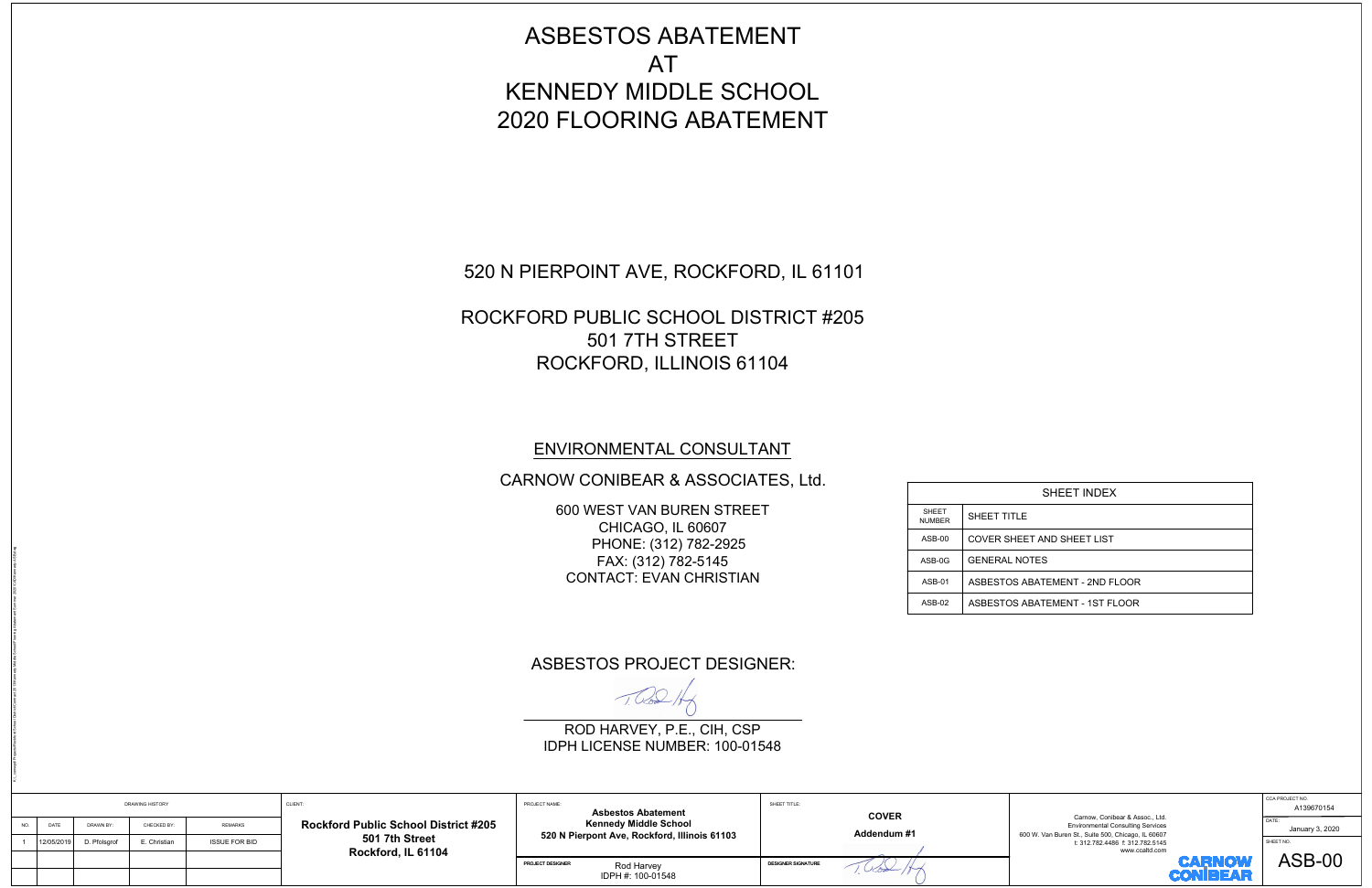# ASBESTOS ABATEMENT
# AT
# KENNEDY MIDDLE SCHOOL
# 2020 FLOORING ABATEMENT

520 N PIERPOINT AVE, ROCKFORD, IL 61101

ROCKFORD PUBLIC SCHOOL DISTRICT #205
501 7TH STREET
ROCKFORD, ILLINOIS 61104

## ENVIRONMENTAL CONSULTANT

CARNOW CONIBEAR & ASSOCIATES, Ltd.

600 WEST VAN BUREN STREET
CHICAGO, IL 60607
PHONE: (312) 782-2925
FAX: (312) 782-5145
CONTACT: EVAN CHRISTIAN

| SHEET INDEX | |
|---|---|
| SHEET NUMBER | SHEET TITLE |
| ASB-00 | COVER SHEET AND SHEET LIST |
| ASB-0G | GENERAL NOTES |
| ASB-01 | ASBESTOS ABATEMENT - 2ND FLOOR |
| ASB-02 | ASBESTOS ABATEMENT - 1ST FLOOR |

ASBESTOS PROJECT DESIGNER:

ROD HARVEY, P.E., CIH, CSP
IDPH LICENSE NUMBER: 100-01548

| DRAWING HISTORY | | | | |
|---|---|---|---|---|
| NO. | DATE | DRAWN BY: | CHECKED BY: | REMARKS |
| 1 | 12/05/2019 | D. Pfolsgrof | E. Christian | ISSUE FOR BID |

CLIENT: **Rockford Public School District #205, 501 7th Street, Rockford, IL 61104**

PROJECT NAME: **Asbestos Abatement, Kennedy Middle School, 520 N Pierpont Ave, Rockford, Illinois 61103**

PROJECT DESIGNER: Rod Harvey, IDPH #: 100-01548

SHEET TITLE: **COVER**, **Addendum #1**

DESIGNER SIGNATURE

Carnow, Conibear & Assoc., Ltd.
Environmental Consulting Services
600 W. Van Buren St., Suite 500, Chicago, IL 60607
t: 312.782.4486 f: 312.782.5145
www.ccaltd.com

CARNOW CONIBEAR

CCA PROJECT NO.: A139670154
DATE: January 3, 2020
SHEET NO.: ASB-00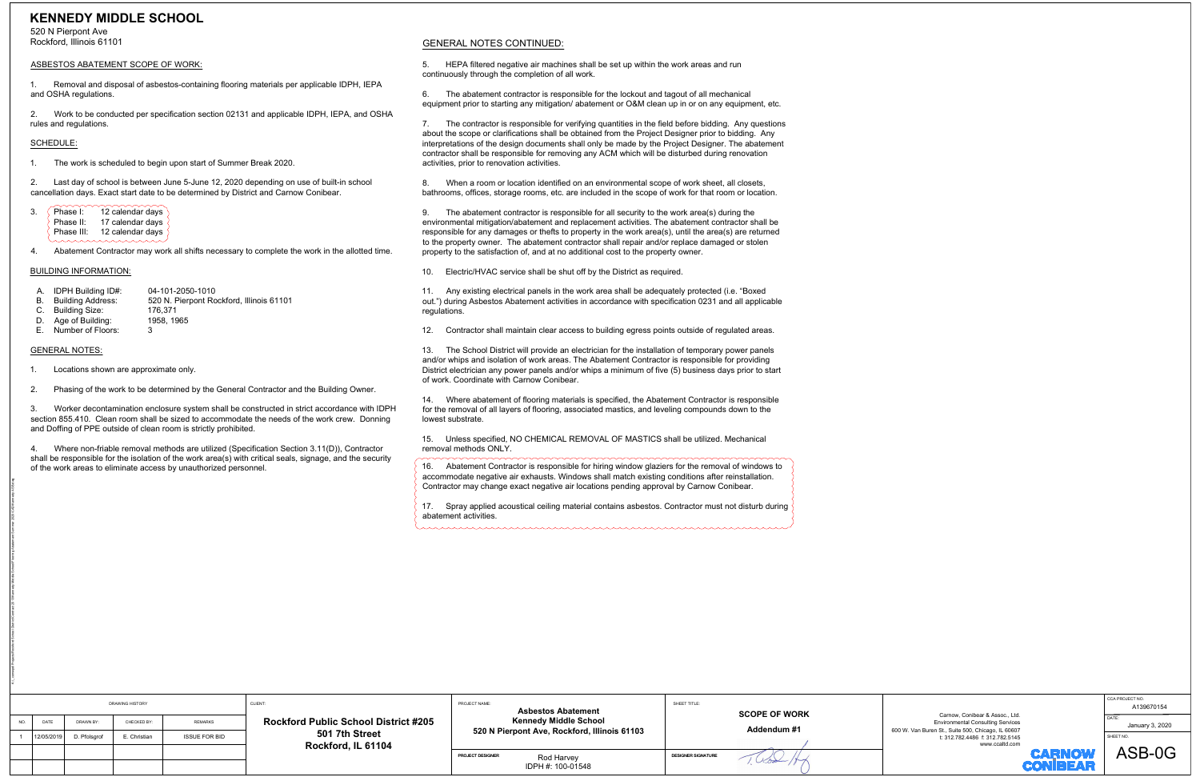# KENNEDY MIDDLE SCHOOL

520 N Pierpont Ave
Rockford, Illinois 61101

## ASBESTOS ABATEMENT SCOPE OF WORK:

1. Removal and disposal of asbestos-containing flooring materials per applicable IDPH, IEPA and OSHA regulations.

2. Work to be conducted per specification section 02131 and applicable IDPH, IEPA, and OSHA rules and regulations.

## SCHEDULE:

1. The work is scheduled to begin upon start of Summer Break 2020.

2. Last day of school is between June 5-June 12, 2020 depending on use of built-in school cancellation days. Exact start date to be determined by District and Carnow Conibear.

3. Phase I: 12 calendar days
   Phase II: 17 calendar days
   Phase III: 12 calendar days

4. Abatement Contractor may work all shifts necessary to complete the work in the allotted time.

## BUILDING INFORMATION:

A. IDPH Building ID#: 04-101-2050-1010
B. Building Address: 520 N. Pierpont Rockford, Illinois 61101
C. Building Size: 176,371
D. Age of Building: 1958, 1965
E. Number of Floors: 3

## GENERAL NOTES:

1. Locations shown are approximate only.

2. Phasing of the work to be determined by the General Contractor and the Building Owner.

3. Worker decontamination enclosure system shall be constructed in strict accordance with IDPH section 855.410. Clean room shall be sized to accommodate the needs of the work crew. Donning and Doffing of PPE outside of clean room is strictly prohibited.

4. Where non-friable removal methods are utilized (Specification Section 3.11(D)), Contractor shall be responsible for the isolation of the work area(s) with critical seals, signage, and the security of the work areas to eliminate access by unauthorized personnel.

## GENERAL NOTES CONTINUED:

5. HEPA filtered negative air machines shall be set up within the work areas and run continuously through the completion of all work.

6. The abatement contractor is responsible for the lockout and tagout of all mechanical equipment prior to starting any mitigation/ abatement or O&M clean up in or on any equipment, etc.

7. The contractor is responsible for verifying quantities in the field before bidding. Any questions about the scope or clarifications shall be obtained from the Project Designer prior to bidding. Any interpretations of the design documents shall only be made by the Project Designer. The abatement contractor shall be responsible for removing any ACM which will be disturbed during renovation activities, prior to renovation activities.

8. When a room or location identified on an environmental scope of work sheet, all closets, bathrooms, offices, storage rooms, etc. are included in the scope of work for that room or location.

9. The abatement contractor is responsible for all security to the work area(s) during the environmental mitigation/abatement and replacement activities. The abatement contractor shall be responsible for any damages or thefts to property in the work area(s), until the area(s) are returned to the property owner. The abatement contractor shall repair and/or replace damaged or stolen property to the satisfaction of, and at no additional cost to the property owner.

10. Electric/HVAC service shall be shut off by the District as required.

11. Any existing electrical panels in the work area shall be adequately protected (i.e. "Boxed out.") during Asbestos Abatement activities in accordance with specification 0231 and all applicable regulations.

12. Contractor shall maintain clear access to building egress points outside of regulated areas.

13. The School District will provide an electrician for the installation of temporary power panels and/or whips and isolation of work areas. The Abatement Contractor is responsible for providing District electrician any power panels and/or whips a minimum of five (5) business days prior to start of work. Coordinate with Carnow Conibear.

14. Where abatement of flooring materials is specified, the Abatement Contractor is responsible for the removal of all layers of flooring, associated mastics, and leveling compounds down to the lowest substrate.

15. Unless specified, NO CHEMICAL REMOVAL OF MASTICS shall be utilized. Mechanical removal methods ONLY.

16. Abatement Contractor is responsible for hiring window glaziers for the removal of windows to accommodate negative air exhausts. Windows shall match existing conditions after reinstallation. Contractor may change exact negative air locations pending approval by Carnow Conibear.

17. Spray applied acoustical ceiling material contains asbestos. Contractor must not disturb during abatement activities.

| DRAWING HISTORY | | | | |
|---|---|---|---|---|
| NO. | DATE | DRAWN BY: | CHECKED BY: | REMARKS |
| 1 | 12/05/2019 | D. Pfolsgrof | E. Christian | ISSUE FOR BID |

**CLIENT:** Rockford Public School District #205, 501 7th Street, Rockford, IL 61104

**PROJECT NAME:** Asbestos Abatement, Kennedy Middle School, 520 N Pierpont Ave, Rockford, Illinois 61103

**PROJECT DESIGNER:** Rod Harvey, IDPH #: 100-01548

**SHEET TITLE:** SCOPE OF WORK, Addendum #1

**DESIGNER SIGNATURE:**

Carnow, Conibear & Assoc., Ltd.
Environmental Consulting Services
600 W. Van Buren St., Suite 500, Chicago, IL 60607
t: 312.782.4486 f: 312.782.5145
www.ccaltd.com

CARNOW CONIBEAR

CCA PROJECT NO.: A139670154
DATE: January 3, 2020
SHEET NO.: ASB-0G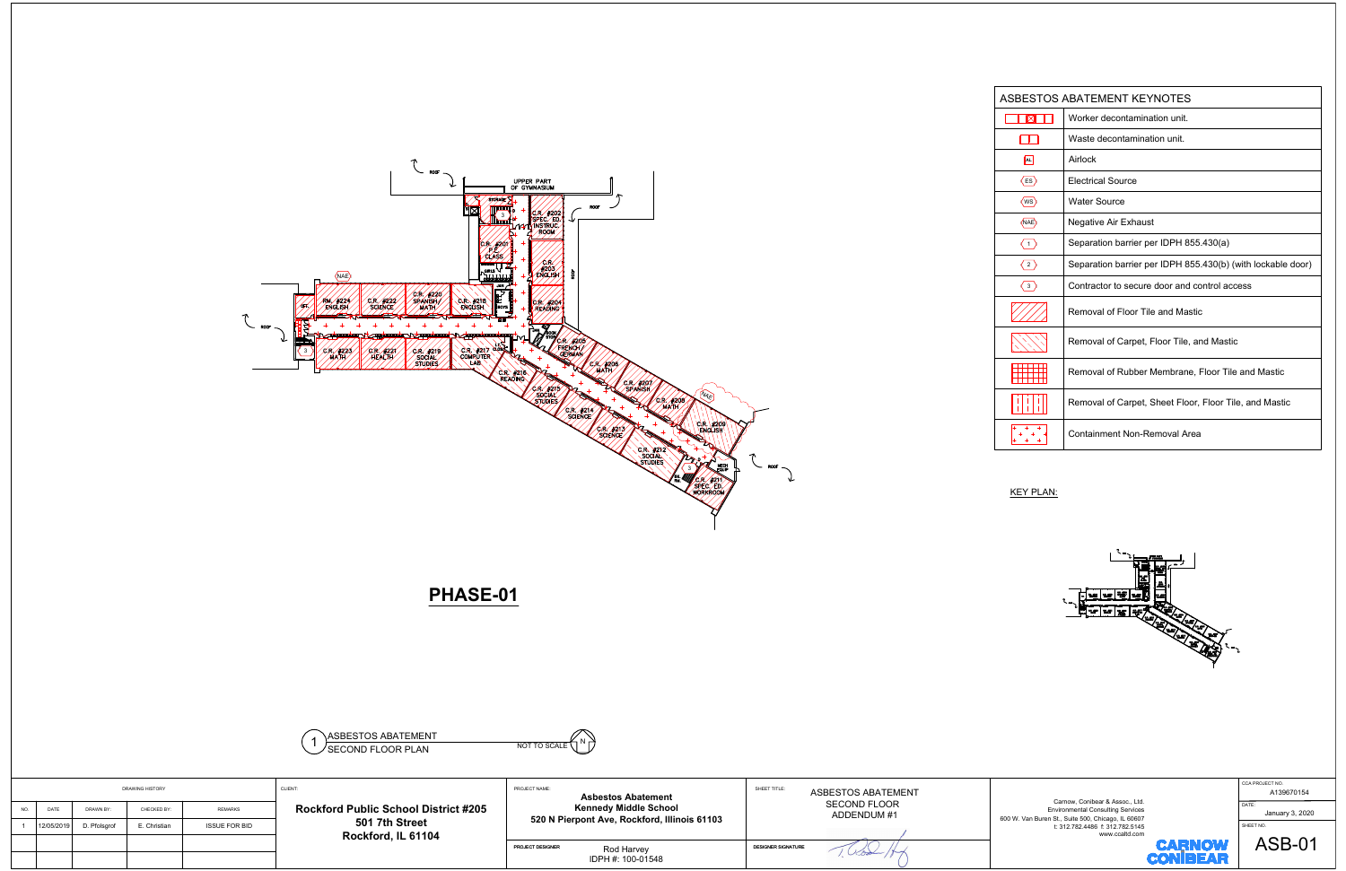# PHASE-01

1 ASBESTOS ABATEMENT
SECOND FLOOR PLAN
NOT TO SCALE

UPPER PART OF GYMNASIUM

ROOF

STORAGE

C.R. #202 SPEC. ED. INSTRUC. ROOM

C.R. #201 P.E. CLASS

C.R. #203 ENGLISH

GIRLS

C.R. #204 READING

BOYS

NAE

OFF.

RM. #224 ENGLISH

C.R. #222 SCIENCE

C.R. #220 SPANISH/ MATH

C.R. #218 ENGLISH

C.R. #223 MATH

C.R. #221 HEALTH

C.R. #219 SOCIAL STUDIES

C.R. #217 COMPUTER LAB

I.T. CLOSET

BOOK STOR.

C.R. #205 FRENCH/ GERMAN

C.R. #216 READING

C.R. #206 MATH

C.R. #215 SOCIAL STUDIES

C.R. #207 SPANISH

C.R. #214 SCIENCE

C.R. #208 MATH

C.R. #213 SCIENCE

C.R. #209 ENGLISH

C.R. #212 SOCIAL STUDIES

MECH EQUIP

C.R. #211 SPEC. ED. WORKROOM

## ASBESTOS ABATEMENT KEYNOTES

| Symbol | Description |
|---|---|
| | Worker decontamination unit. |
| | Waste decontamination unit. |
| AL | Airlock |
| ES | Electrical Source |
| WS | Water Source |
| NAE | Negative Air Exhaust |
| 1 | Separation barrier per IDPH 855.430(a) |
| 2 | Separation barrier per IDPH 855.430(b) (with lockable door) |
| 3 | Contractor to secure door and control access |
| | Removal of Floor Tile and Mastic |
| | Removal of Carpet, Floor Tile, and Mastic |
| | Removal of Rubber Membrane, Floor Tile and Mastic |
| | Removal of Carpet, Sheet Floor, Floor Tile, and Mastic |
| | Containment Non-Removal Area |

KEY PLAN:

| DRAWING HISTORY | | | | |
|---|---|---|---|---|
| NO. | DATE | DRAWN BY: | CHECKED BY: | REMARKS |
| 1 | 12/05/2019 | D. Pfolsgrof | E. Christian | ISSUE FOR BID |

CLIENT: **Rockford Public School District #205**
**501 7th Street**
**Rockford, IL 61104**

PROJECT NAME: **Asbestos Abatement**
**Kennedy Middle School**
**520 N Pierpont Ave, Rockford, Illinois 61103**

PROJECT DESIGNER: Rod Harvey
IDPH #: 100-01548

SHEET TITLE: ASBESTOS ABATEMENT
SECOND FLOOR
ADDENDUM #1

DESIGNER SIGNATURE

Carnow, Conibear & Assoc., Ltd.
Environmental Consulting Services
600 W. Van Buren St., Suite 500, Chicago, IL 60607
t: 312.782.4486 f: 312.782.5145
www.ccaltd.com

CARNOW CONIBEAR

CCA PROJECT NO. A139670154
DATE: January 3, 2020
SHEET NO. ASB-01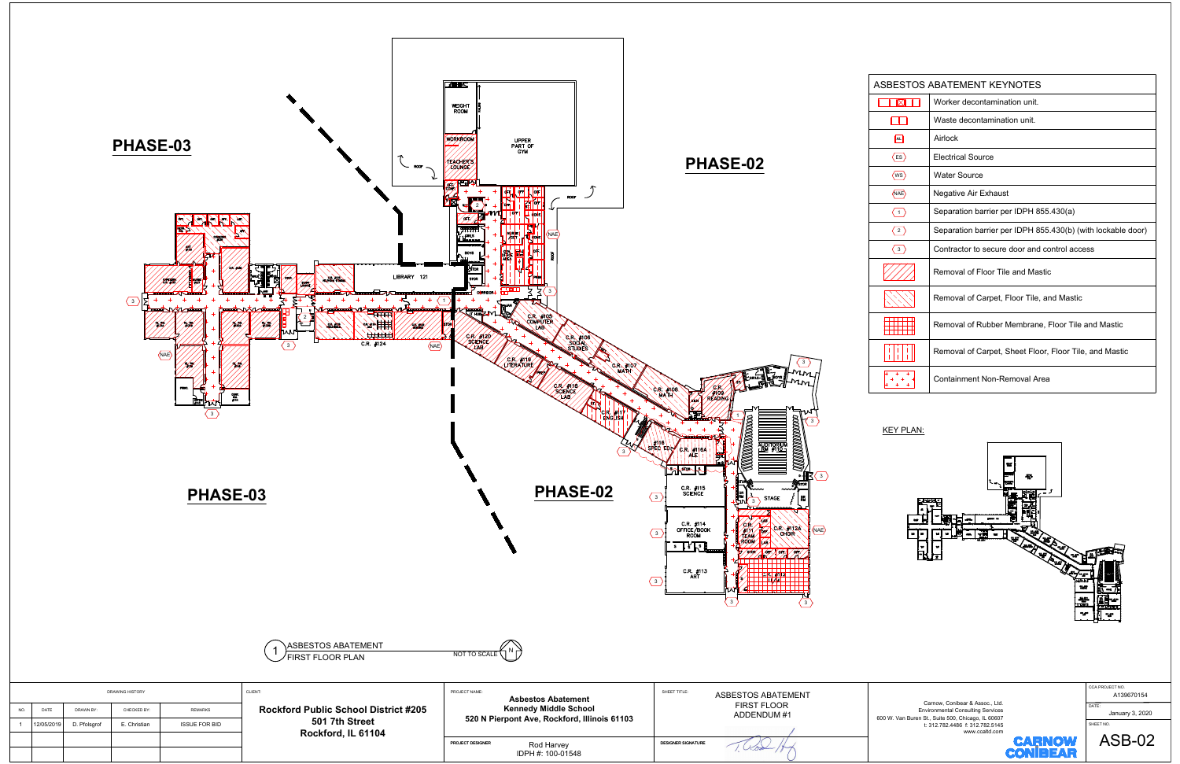# PHASE-03

# PHASE-02

## ASBESTOS ABATEMENT KEYNOTES

| Symbol | Description |
|---|---|
| | Worker decontamination unit. |
| | Waste decontamination unit. |
| AL | Airlock |
| ES | Electrical Source |
| WS | Water Source |
| NAE | Negative Air Exhaust |
| 1 | Separation barrier per IDPH 855.430(a) |
| 2 | Separation barrier per IDPH 855.430(b) (with lockable door) |
| 3 | Contractor to secure door and control access |
| | Removal of Floor Tile and Mastic |
| | Removal of Carpet, Floor Tile, and Mastic |
| | Removal of Rubber Membrane, Floor Tile and Mastic |
| | Removal of Carpet, Sheet Floor, Floor Tile, and Mastic |
| | Containment Non-Removal Area |

KEY PLAN:

WEIGHT ROOM, WORKROOM, UPPER PART OF GYM, TEACHER'S LOUNGE, ROOF, LIBRARY 121, C.R. #124, C.R. #120 SCIENCE LAB, C.R. #105 COMPUTER LAB, C.R. #106 SOCIAL STUDIES, C.R. #119 LITERATURE, C.R. #107 MATH, C.R. #118 SCIENCE LAB, C.R. #108 MATH, C.R. #109 READING, C.R. #117 ENGLISH, #116 SPEC. ED., C.R. #116A ALE, AUDITORIUM RM #110, C.R. #115 SCIENCE, STAGE, C.R. #114 OFFICE/BOOK ROOM, C.R. #111 TEAM ROOM, C.R. #112A CHOIR, C.R. #113 ART, C.R. #112

# PHASE-03

# PHASE-02

1 ASBESTOS ABATEMENT FIRST FLOOR PLAN — NOT TO SCALE

| DRAWING HISTORY | | | | |
|---|---|---|---|---|
| NO. | DATE | DRAWN BY: | CHECKED BY: | REMARKS |
| 1 | 12/05/2019 | D. Pfolsgrof | E. Christian | ISSUE FOR BID |

CLIENT: **Rockford Public School District #205, 501 7th Street, Rockford, IL 61104**

PROJECT NAME: **Asbestos Abatement, Kennedy Middle School, 520 N Pierpont Ave, Rockford, Illinois 61103**

PROJECT DESIGNER: Rod Harvey, IDPH #: 100-01548

SHEET TITLE: ASBESTOS ABATEMENT FIRST FLOOR ADDENDUM #1

DESIGNER SIGNATURE:

Carnow, Conibear & Assoc., Ltd.
Environmental Consulting Services
600 W. Van Buren St., Suite 500, Chicago, IL 60607
t: 312.782.4486 f: 312.782.5145
www.ccaltd.com

CARNOW CONIBEAR

CCA PROJECT NO.: A139670154

DATE: January 3, 2020

SHEET NO.: ASB-02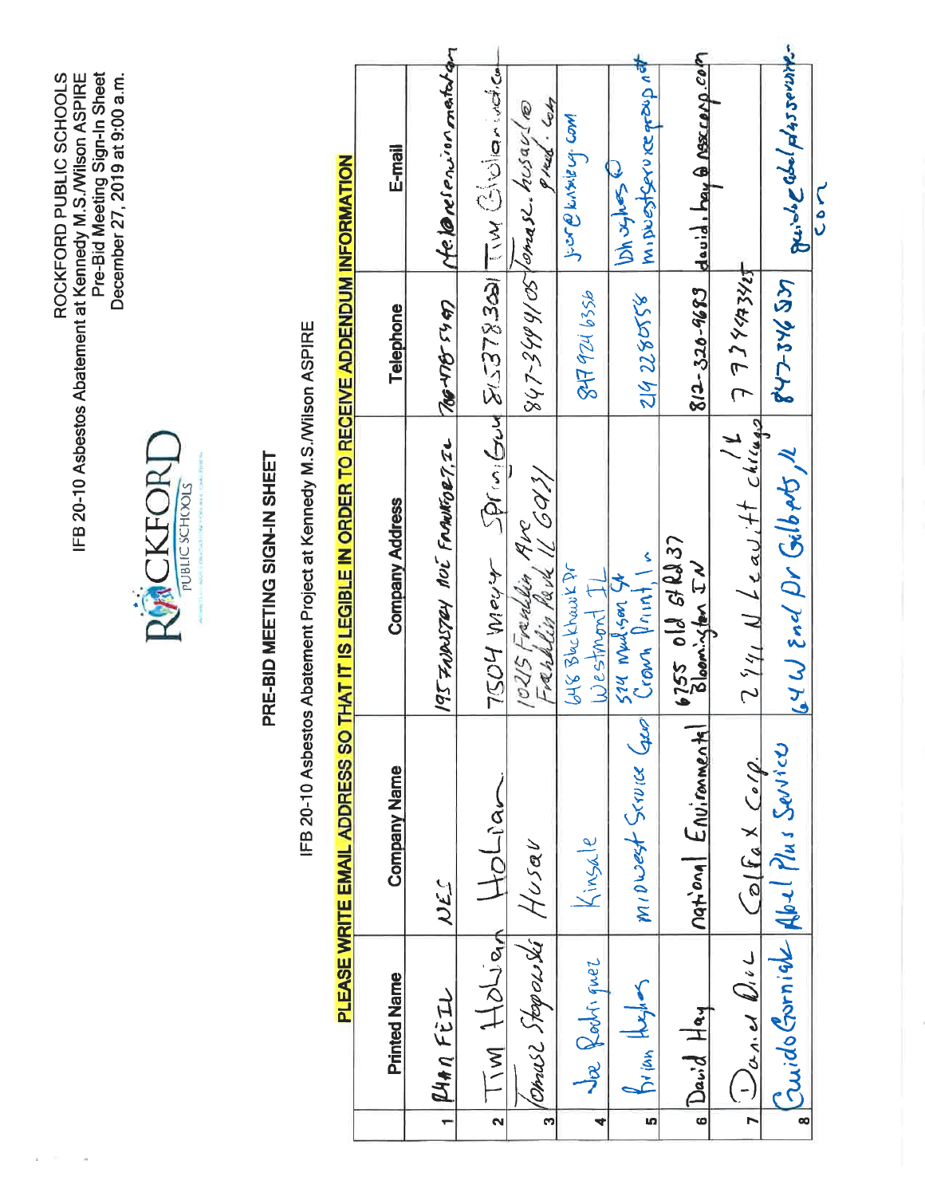ROCKFORD PUBLIC SCHOOLS
IFB 20-10 Asbestos Abatement at Kennedy M.S./Wilson ASPIRE
Pre-Bid Meeting Sign-In Sheet
December 27, 2019 at 9:00 a.m.

ROCKFORD PUBLIC SCHOOLS

# PRE-BID MEETING SIGN-IN SHEET

IFB 20-10 Asbestos Abatement Project at Kennedy M.S./Wilson ASPIRE

**PLEASE WRITE EMAIL ADDRESS SO THAT IT IS LEGIBLE IN ORDER TO RECEIVE ADDENDUM INFORMATION**

| | Printed Name | Company Name | Company Address | Telephone | E-mail |
|---|---|---|---|---|---|
| 1 | Ryan Feil | NES | 195 Industry Ave Frankfort, IL | 708-478-5497 | rfeil@nesenvironmental.com |
| 2 | Tim Holian | Holian | 7504 Meyer Spring Grove | 815 378 3031 | Tim @holian.info |
| 3 | Tomasz Stopowski | Husar | 10215 Franklin Ave Franklin Park IL 60131 | 847-349 4105 | tomasz.husar1@gmail.com |
| 4 | Joe Rodriguez | Kinsale | 648 Blackhawk Dr Westmont IL | 847 924 6356 | joe@kinsaleg.com |
| 5 | Brian Hughes | Midwest Service Group | 524 Madison St Crown Point, In | 219 228 0556 | bhughes@midwestservicegroup.net |
| 6 | David Hay | National Environmental | 6755 old St Rd 37 Bloomington IN | 812-320-9683 | david.hay@nescorp.com |
| 7 | Daniel Diaz | Colfax Corp. | 2741 N Leavitt Chicago IL | 773 4493425 | |
| 8 | Guido Gorniak | Abel Plus Services | 64 W End Dr Gilberts, IL | 847-346 5331 | guido@abelplusservices.com |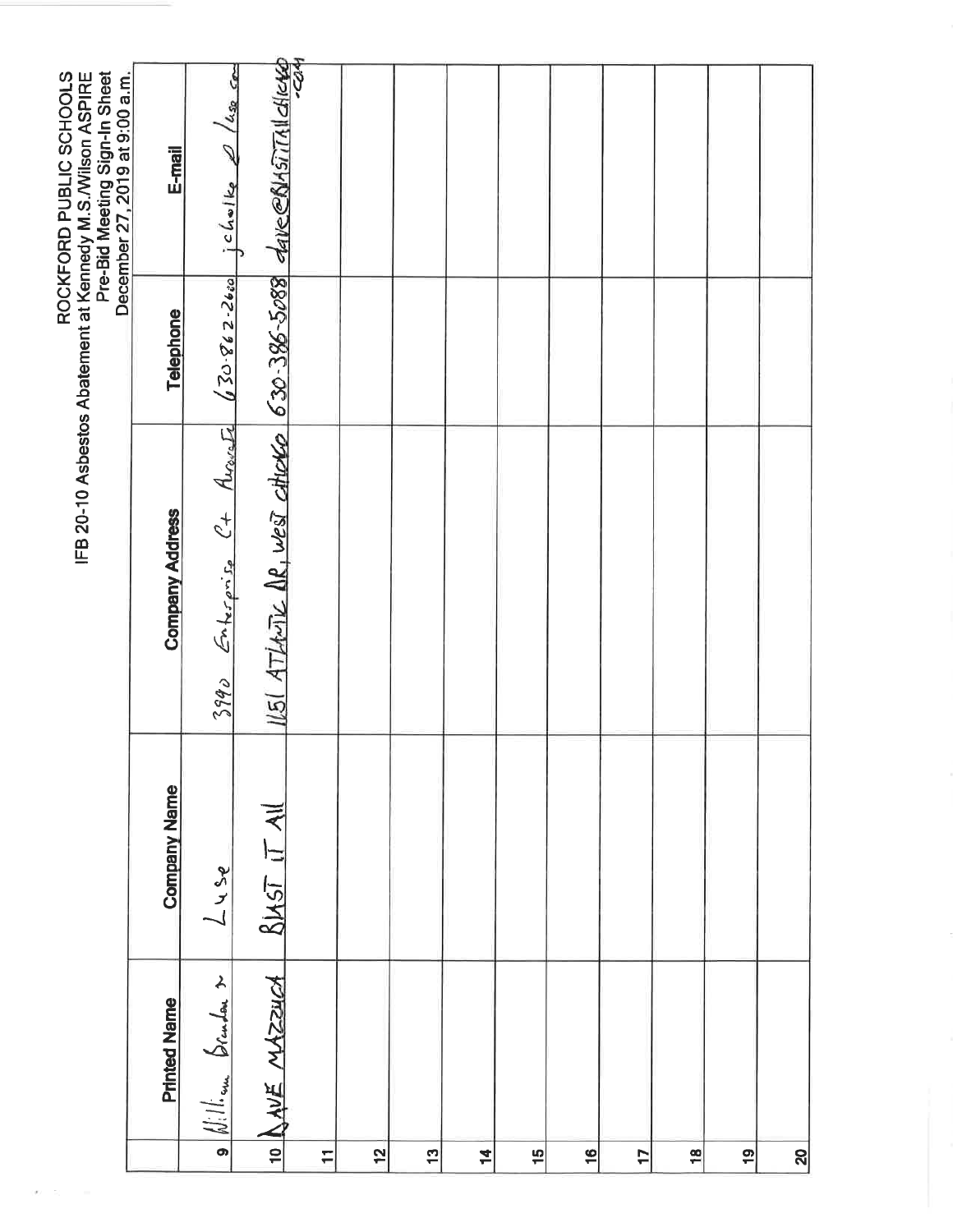# ROCKFORD PUBLIC SCHOOLS

IFB 20-10 Asbestos Abatement at Kennedy M.S./Wilson ASPIRE

Pre-Bid Meeting Sign-In Sheet

December 27, 2019 at 9:00 a.m.

| | Printed Name | Company Name | Company Address | Telephone | E-mail |
|---|---|---|---|---|---|
| 9 | William Brandon | Luse | 3990 Enterprise Ct Aurora IL | 630-862-2600 | jcholke@luseco |
| 10 | DAVE MAZZUCA | BLAST IT All | 1151 ATLANTIC DR, WEST CHICAGO | 630-386-5088 | dave@BLASTITALLCHICAGO.COM |
| 11 | | | | | |
| 12 | | | | | |
| 13 | | | | | |
| 14 | | | | | |
| 15 | | | | | |
| 16 | | | | | |
| 17 | | | | | |
| 18 | | | | | |
| 19 | | | | | |
| 20 | | | | | |